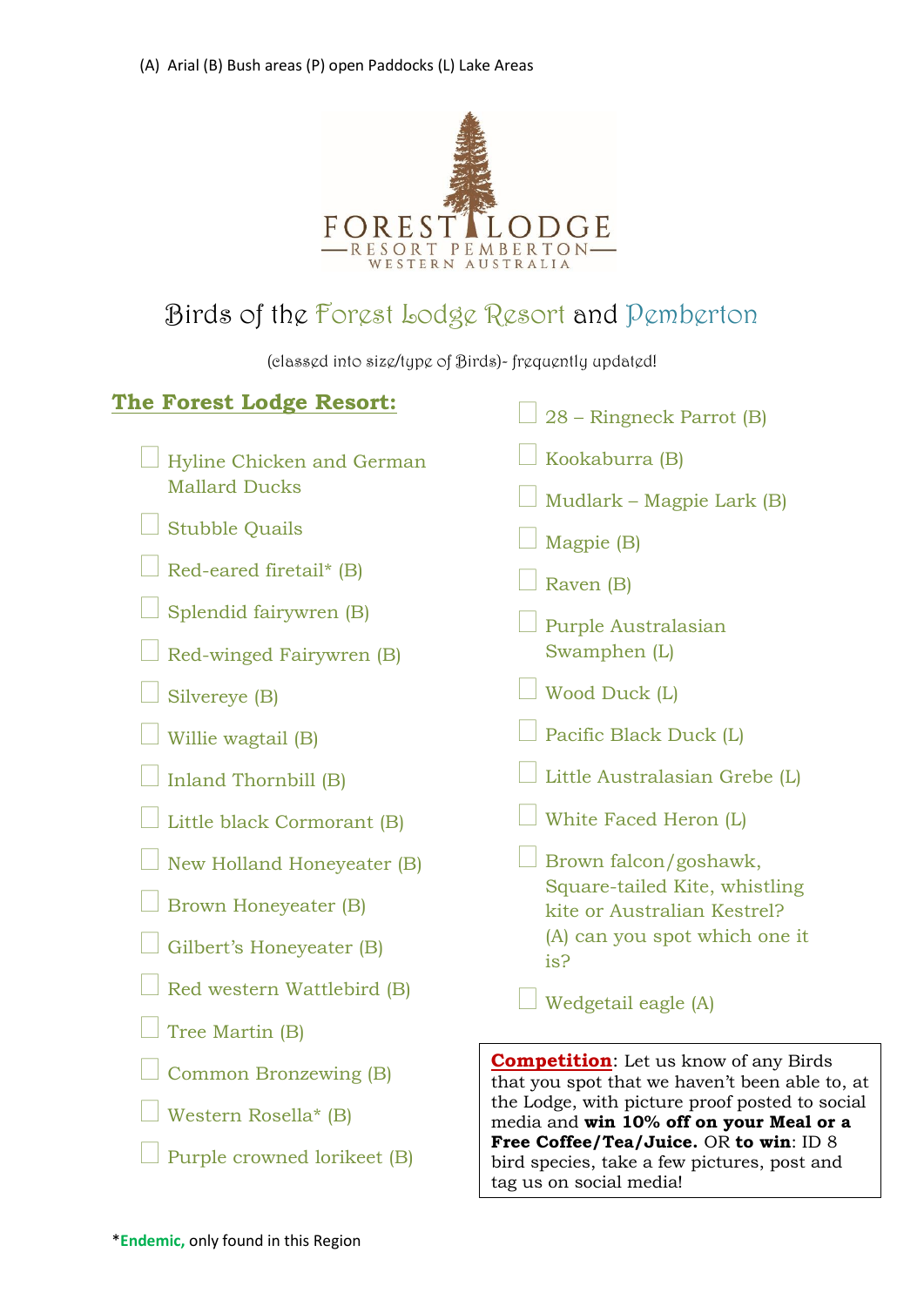(A) Arial (B) Bush areas (P) open Paddocks (L) Lake Areas

FOREST LODGE
RESORT PEMBERTON
WESTERN AUSTRALIA

# Birds of the Forest Lodge Resort and Pemberton

(classed into size/type of Birds)- frequently updated!

## The Forest Lodge Resort:

- [ ] Hyline Chicken and German Mallard Ducks
- [ ] Stubble Quails
- [ ] Red-eared firetail* (B)
- [ ] Splendid fairywren (B)
- [ ] Red-winged Fairywren (B)
- [ ] Silvereye (B)
- [ ] Willie wagtail (B)
- [ ] Inland Thornbill (B)
- [ ] Little black Cormorant (B)
- [ ] New Holland Honeyeater (B)
- [ ] Brown Honeyeater (B)
- [ ] Gilbert's Honeyeater (B)
- [ ] Red western Wattlebird (B)
- [ ] Tree Martin (B)
- [ ] Common Bronzewing (B)
- [ ] Western Rosella* (B)
- [ ] Purple crowned lorikeet (B)
- [ ] 28 – Ringneck Parrot (B)
- [ ] Kookaburra (B)
- [ ] Mudlark – Magpie Lark (B)
- [ ] Magpie (B)
- [ ] Raven (B)
- [ ] Purple Australasian Swamphen (L)
- [ ] Wood Duck (L)
- [ ] Pacific Black Duck (L)
- [ ] Little Australasian Grebe (L)
- [ ] White Faced Heron (L)
- [ ] Brown falcon/goshawk, Square-tailed Kite, whistling kite or Australian Kestrel? (A) can you spot which one it is?
- [ ] Wedgetail eagle (A)

**Competition**: Let us know of any Birds that you spot that we haven't been able to, at the Lodge, with picture proof posted to social media and **win 10% off on your Meal or a Free Coffee/Tea/Juice.** OR **to win**: ID 8 bird species, take a few pictures, post and tag us on social media!

*__Endemic,__ only found in this Region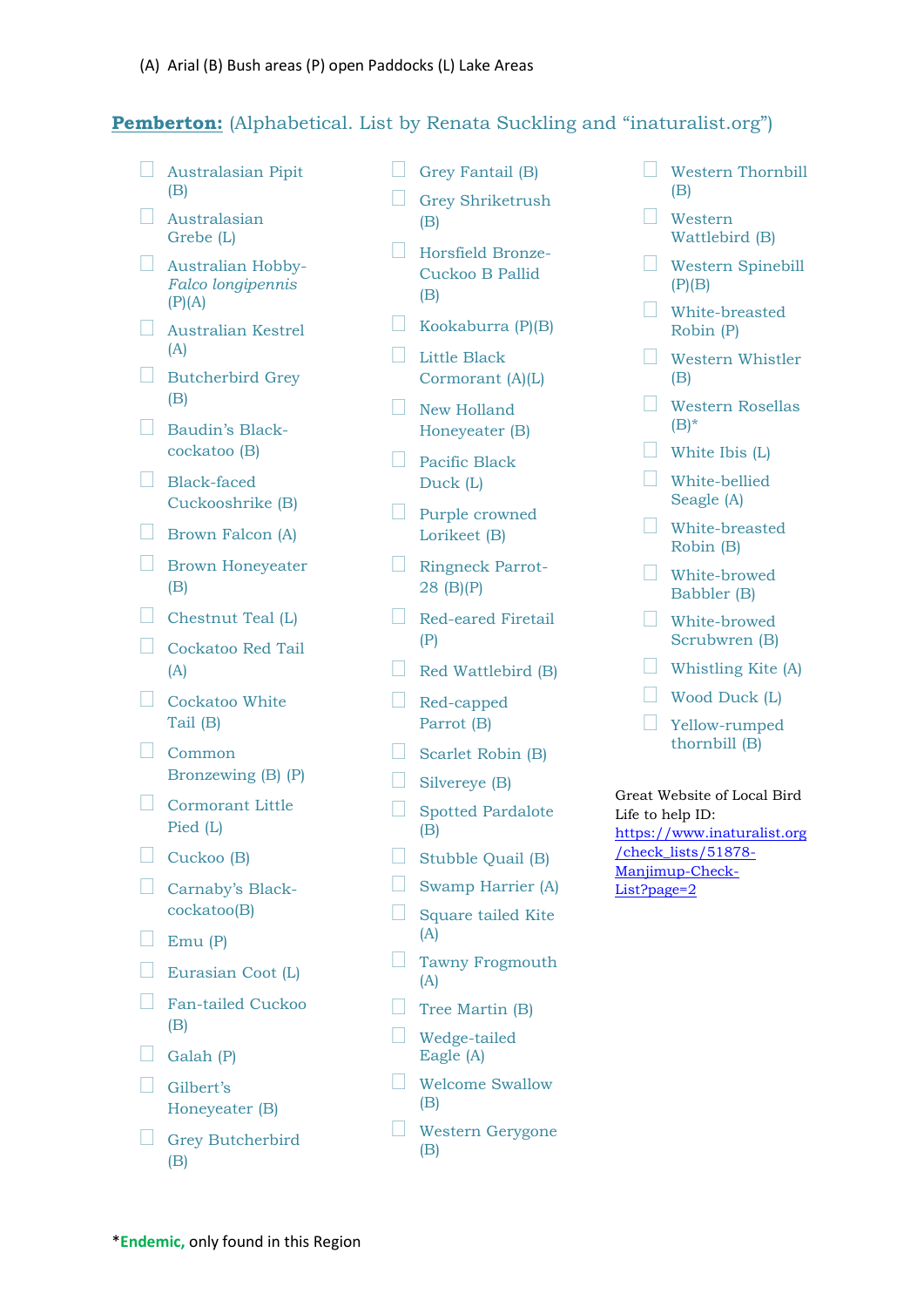(A) Arial (B) Bush areas (P) open Paddocks (L) Lake Areas

## **Pemberton:** (Alphabetical. List by Renata Suckling and "inaturalist.org")

- ☐ Australasian Pipit (B)
- ☐ Australasian Grebe (L)
- ☐ Australian Hobby- *Falco longipennis* (P)(A)
- ☐ Australian Kestrel (A)
- ☐ Butcherbird Grey (B)
- ☐ Baudin's Black-cockatoo (B)
- ☐ Black-faced Cuckooshrike (B)
- ☐ Brown Falcon (A)
- ☐ Brown Honeyeater (B)
- ☐ Chestnut Teal (L)
- ☐ Cockatoo Red Tail (A)
- ☐ Cockatoo White Tail (B)
- ☐ Common Bronzewing (B) (P)
- ☐ Cormorant Little Pied (L)
- ☐ Cuckoo (B)
- ☐ Carnaby's Black-cockatoo(B)
- ☐ Emu (P)
- ☐ Eurasian Coot (L)
- ☐ Fan-tailed Cuckoo (B)
- ☐ Galah (P)
- ☐ Gilbert's Honeyeater (B)
- ☐ Grey Butcherbird (B)
- ☐ Grey Fantail (B)
- ☐ Grey Shriketrush (B)
- ☐ Horsfield Bronze-Cuckoo B Pallid (B)
- ☐ Kookaburra (P)(B)
- ☐ Little Black Cormorant (A)(L)
- ☐ New Holland Honeyeater (B)
- ☐ Pacific Black Duck (L)
- ☐ Purple crowned Lorikeet (B)
- ☐ Ringneck Parrot-28 (B)(P)
- ☐ Red-eared Firetail (P)
- ☐ Red Wattlebird (B)
- ☐ Red-capped Parrot (B)
- ☐ Scarlet Robin (B)
- ☐ Silvereye (B)
- ☐ Spotted Pardalote (B)
- ☐ Stubble Quail (B)
- ☐ Swamp Harrier (A)
- ☐ Square tailed Kite (A)
- ☐ Tawny Frogmouth (A)
- ☐ Tree Martin (B)
- ☐ Wedge-tailed Eagle (A)
- ☐ Welcome Swallow (B)
- ☐ Western Gerygone (B)
- ☐ Western Thornbill (B)
- ☐ Western Wattlebird (B)
- ☐ Western Spinebill (P)(B)
- ☐ White-breasted Robin (P)
- ☐ Western Whistler (B)
- ☐ Western Rosellas (B)*
- ☐ White Ibis (L)
- ☐ White-bellied Seagle (A)
- ☐ White-breasted Robin (B)
- ☐ White-browed Babbler (B)
- ☐ White-browed Scrubwren (B)
- ☐ Whistling Kite (A)
- ☐ Wood Duck (L)
- ☐ Yellow-rumped thornbill (B)

Great Website of Local Bird Life to help ID: [https://www.inaturalist.org/check_lists/51878-Manjimup-Check-List?page=2](https://www.inaturalist.org/check_lists/51878-Manjimup-Check-List?page=2)

***Endemic,** only found in this Region